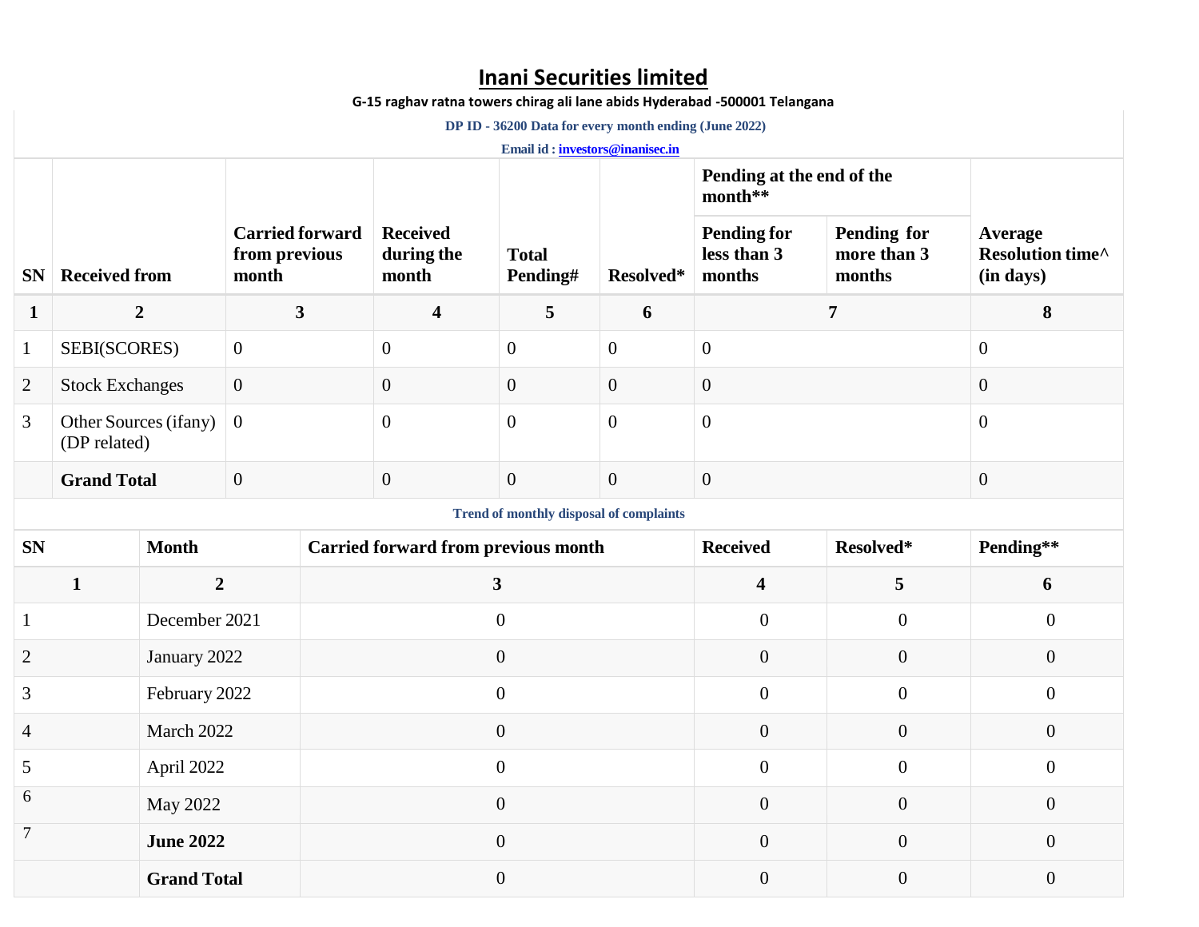# Inani Securities limited

**G-15 raghav ratna towers chirag ali lane abids Hyderabad -500001 Telangana**

**DP ID - 36200 Data for every month ending (June 2022)**

**Email id : investors@inanisec.in**

| SN | Received from | Carried forward from previous month | Received during the month | Total Pending# | Resolved* | Pending at the end of the month** | | Average Resolution time^ (in days) |
|---|---|---|---|---|---|---|---|---|
| | | | | | | Pending for less than 3 months | Pending for more than 3 months | |
| **1** | **2** | **3** | **4** | **5** | **6** | **7** | | **8** |
| 1 | SEBI(SCORES) | 0 | 0 | 0 | 0 | 0 | | 0 |
| 2 | Stock Exchanges | 0 | 0 | 0 | 0 | 0 | | 0 |
| 3 | Other Sources (ifany) (DP related) | 0 | 0 | 0 | 0 | 0 | | 0 |
| | **Grand Total** | 0 | 0 | 0 | 0 | 0 | | 0 |

**Trend of monthly disposal of complaints**

| SN | Month | Carried forward from previous month | Received | Resolved* | Pending** |
|---|---|---|---|---|---|
| **1** | **2** | **3** | **4** | **5** | **6** |
| 1 | December 2021 | 0 | 0 | 0 | 0 |
| 2 | January 2022 | 0 | 0 | 0 | 0 |
| 3 | February 2022 | 0 | 0 | 0 | 0 |
| 4 | March 2022 | 0 | 0 | 0 | 0 |
| 5 | April 2022 | 0 | 0 | 0 | 0 |
| 6 | May 2022 | 0 | 0 | 0 | 0 |
| 7 | **June 2022** | 0 | 0 | 0 | 0 |
| | **Grand Total** | 0 | 0 | 0 | 0 |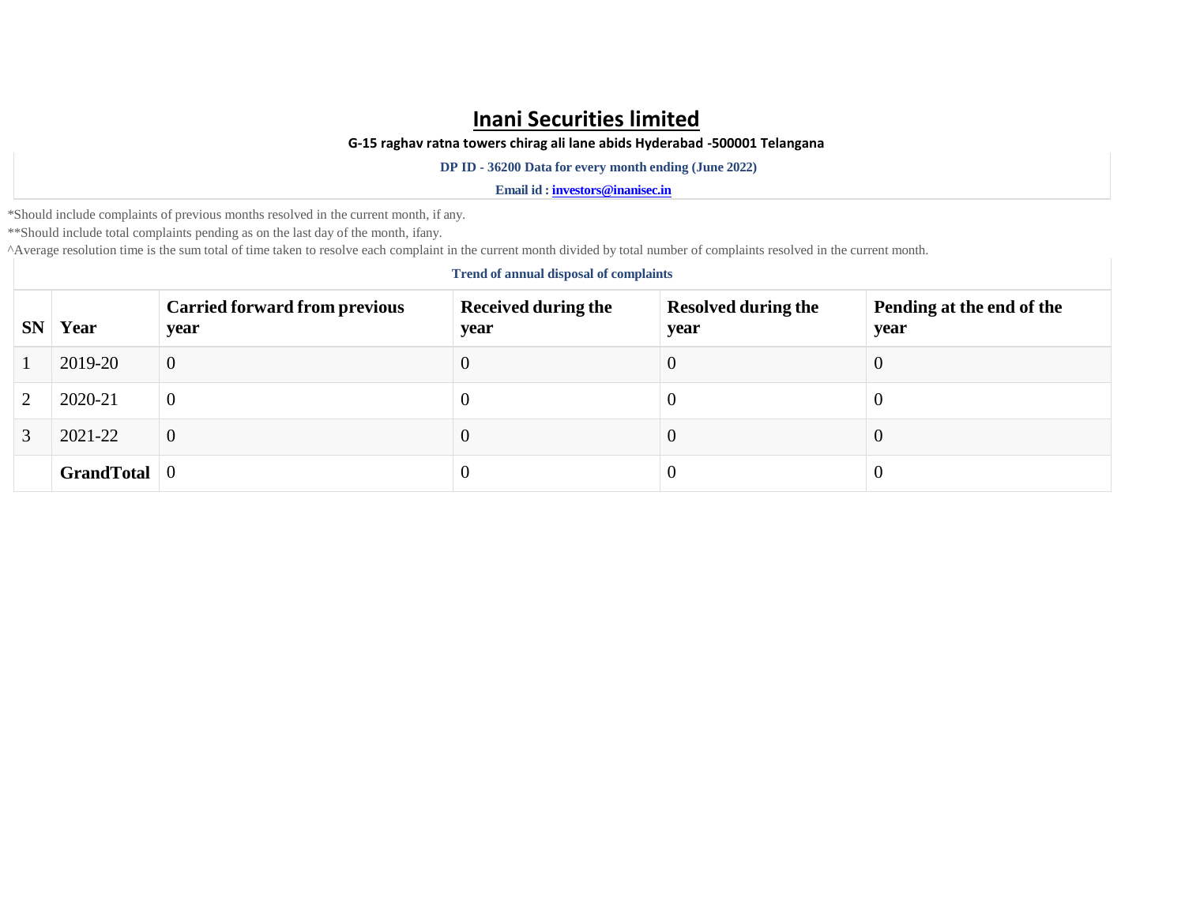# Inani Securities limited

**G-15 raghav ratna towers chirag ali lane abids Hyderabad -500001 Telangana**

**DP ID - 36200 Data for every month ending (June 2022)**

**Email id : investors@inanisec.in**

*Should include complaints of previous months resolved in the current month, if any.

**Should include total complaints pending as on the last day of the month, ifany.

^Average resolution time is the sum total of time taken to resolve each complaint in the current month divided by total number of complaints resolved in the current month.

**Trend of annual disposal of complaints**

| SN | Year | Carried forward from previous year | Received during the year | Resolved during the year | Pending at the end of the year |
|---|---|---|---|---|---|
| 1 | 2019-20 | 0 | 0 | 0 | 0 |
| 2 | 2020-21 | 0 | 0 | 0 | 0 |
| 3 | 2021-22 | 0 | 0 | 0 | 0 |
| | **GrandTotal** | 0 | 0 | 0 | 0 |